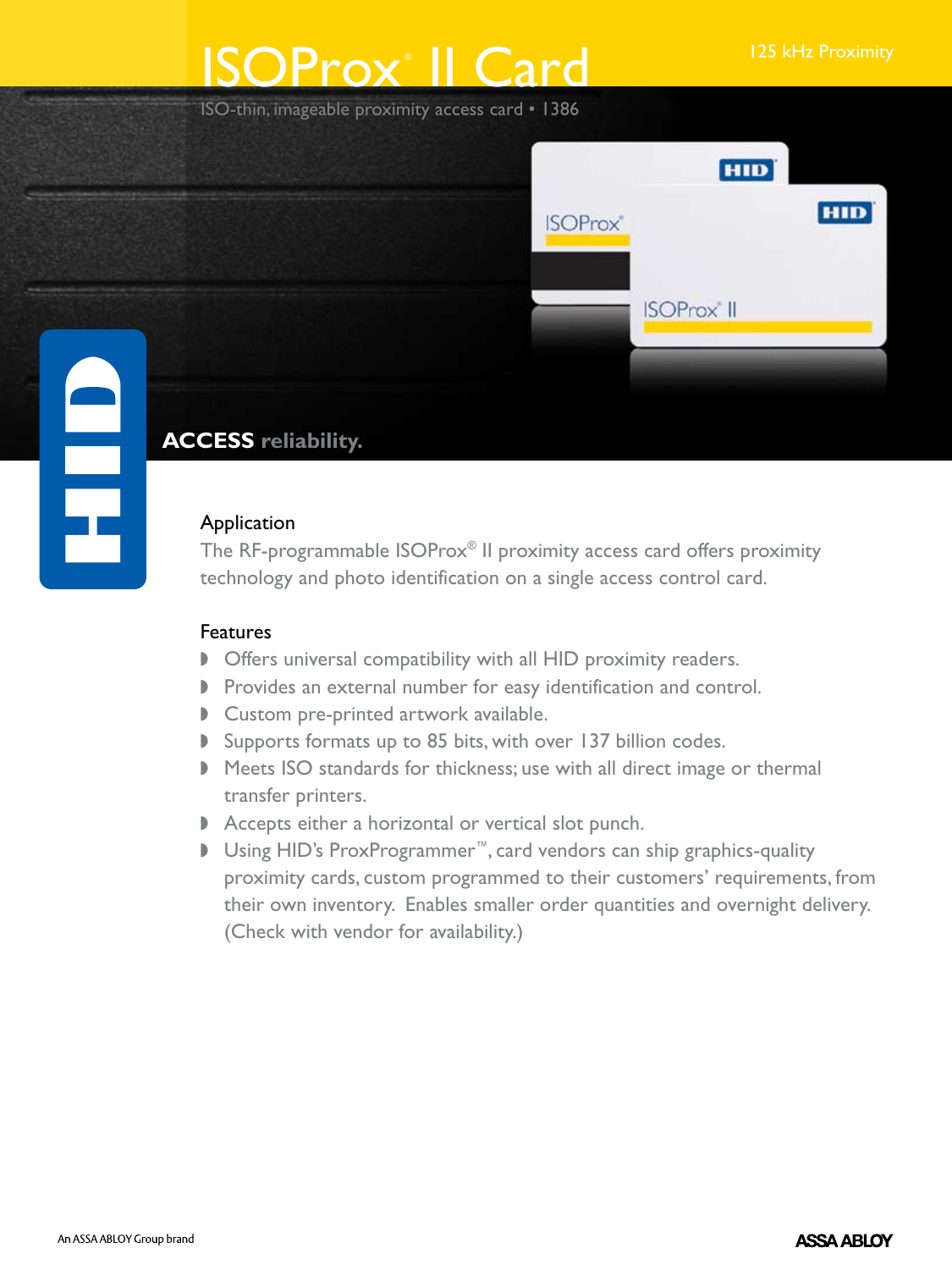# ISOProx® II Card

125 kHz Proximity

ISO-thin, imageable proximity access card • 1386

**ACCESS reliability.**

## Application

The RF-programmable ISOProx® II proximity access card offers proximity technology and photo identification on a single access control card.

## Features

- Offers universal compatibility with all HID proximity readers.
- Provides an external number for easy identification and control.
- Custom pre-printed artwork available.
- Supports formats up to 85 bits, with over 137 billion codes.
- Meets ISO standards for thickness; use with all direct image or thermal transfer printers.
- Accepts either a horizontal or vertical slot punch.
- Using HID's ProxProgrammer™, card vendors can ship graphics-quality proximity cards, custom programmed to their customers' requirements, from their own inventory. Enables smaller order quantities and overnight delivery. (Check with vendor for availability.)

An ASSA ABLOY Group brand

ASSA ABLOY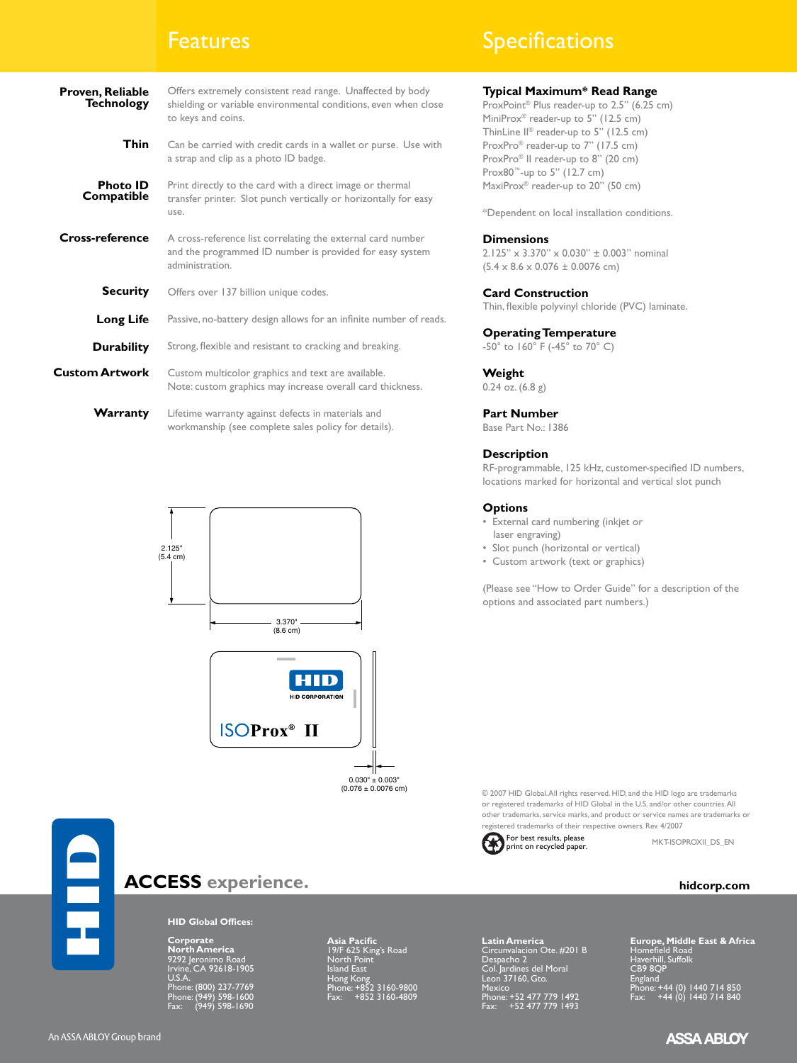## Features

**Proven, Reliable Technology**
Offers extremely consistent read range. Unaffected by body shielding or variable environmental conditions, even when close to keys and coins.

**Thin**
Can be carried with credit cards in a wallet or purse. Use with a strap and clip as a photo ID badge.

**Photo ID Compatible**
Print directly to the card with a direct image or thermal transfer printer. Slot punch vertically or horizontally for easy use.

**Cross-reference**
A cross-reference list correlating the external card number and the programmed ID number is provided for easy system administration.

**Security**
Offers over 137 billion unique codes.

**Long Life**
Passive, no-battery design allows for an infinite number of reads.

**Durability**
Strong, flexible and resistant to cracking and breaking.

**Custom Artwork**
Custom multicolor graphics and text are available.
Note: custom graphics may increase overall card thickness.

**Warranty**
Lifetime warranty against defects in materials and workmanship (see complete sales policy for details).

2.125" (5.4 cm)

3.370" (8.6 cm)

HID CORPORATION

ISOProx® II

0.030" ± 0.003" (0.076 ± 0.0076 cm)

## Specifications

### Typical Maximum* Read Range

ProxPoint® Plus reader-up to 2.5" (6.25 cm)
MiniProx® reader-up to 5" (12.5 cm)
ThinLine II® reader-up to 5" (12.5 cm)
ProxPro® reader-up to 7" (17.5 cm)
ProxPro® II reader-up to 8" (20 cm)
Prox80™-up to 5" (12.7 cm)
MaxiProx® reader-up to 20" (50 cm)

*Dependent on local installation conditions.

### Dimensions

2.125" x 3.370" x 0.030" ± 0.003" nominal
(5.4 x 8.6 x 0.076 ± 0.0076 cm)

### Card Construction

Thin, flexible polyvinyl chloride (PVC) laminate.

### Operating Temperature

-50° to 160° F (-45° to 70° C)

### Weight

0.24 oz. (6.8 g)

### Part Number

Base Part No.: 1386

### Description

RF-programmable, 125 kHz, customer-specified ID numbers, locations marked for horizontal and vertical slot punch

### Options

- External card numbering (inkjet or laser engraving)
- Slot punch (horizontal or vertical)
- Custom artwork (text or graphics)

(Please see "How to Order Guide" for a description of the options and associated part numbers.)

© 2007 HID Global. All rights reserved. HID, and the HID logo are trademarks or registered trademarks of HID Global in the U.S. and/or other countries. All other trademarks, service marks, and product or service names are trademarks or registered trademarks of their respective owners. Rev. 4/2007

For best results, please print on recycled paper.

MKT-ISOPROXII_DS_EN

**ACCESS experience.**

hidcorp.com

**HID Global Offices:**

**Corporate**
**North America**
9292 Jeronimo Road
Irvine, CA 92618-1905
U.S.A.
Phone: (800) 237-7769
Phone: (949) 598-1600
Fax: (949) 598-1690

**Asia Pacific**
19/F 625 King's Road
North Point
Island East
Hong Kong
Phone: +852 3160-9800
Fax: +852 3160-4809

**Latin America**
Circunvalacion Ote. #201 B
Despacho 2
Col. Jardines del Moral
Leon 37160, Gto.
Mexico
Phone: +52 477 779 1492
Fax: +52 477 779 1493

**Europe, Middle East & Africa**
Homefield Road
Haverhill, Suffolk
CB9 8QP
England
Phone: +44 (0) 1440 714 850
Fax: +44 (0) 1440 714 840

An ASSA ABLOY Group brand

ASSA ABLOY